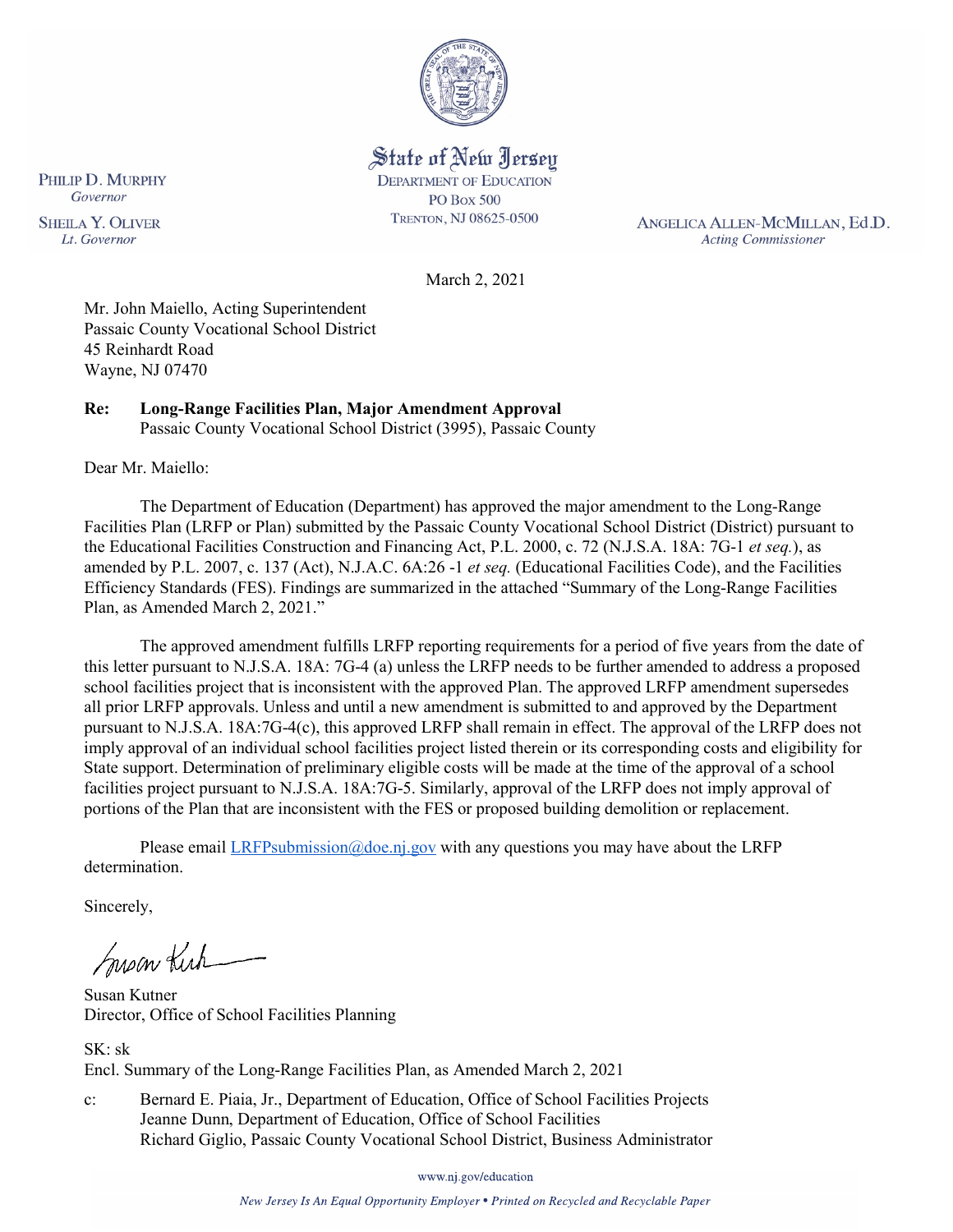State of New Jersey
DEPARTMENT OF EDUCATION
PO BOX 500
TRENTON, NJ 08625-0500

PHILIP D. MURPHY
*Governor*

SHEILA Y. OLIVER
*Lt. Governor*

ANGELICA ALLEN-MCMILLAN, Ed.D.
*Acting Commissioner*

March 2, 2021

Mr. John Maiello, Acting Superintendent
Passaic County Vocational School District
45 Reinhardt Road
Wayne, NJ 07470

**Re: Long-Range Facilities Plan, Major Amendment Approval**
Passaic County Vocational School District (3995), Passaic County

Dear Mr. Maiello:

The Department of Education (Department) has approved the major amendment to the Long-Range Facilities Plan (LRFP or Plan) submitted by the Passaic County Vocational School District (District) pursuant to the Educational Facilities Construction and Financing Act, P.L. 2000, c. 72 (N.J.S.A. 18A: 7G-1 *et seq.*), as amended by P.L. 2007, c. 137 (Act), N.J.A.C. 6A:26 -1 *et seq.* (Educational Facilities Code), and the Facilities Efficiency Standards (FES). Findings are summarized in the attached "Summary of the Long-Range Facilities Plan, as Amended March 2, 2021."

The approved amendment fulfills LRFP reporting requirements for a period of five years from the date of this letter pursuant to N.J.S.A. 18A: 7G-4 (a) unless the LRFP needs to be further amended to address a proposed school facilities project that is inconsistent with the approved Plan. The approved LRFP amendment supersedes all prior LRFP approvals. Unless and until a new amendment is submitted to and approved by the Department pursuant to N.J.S.A. 18A:7G-4(c), this approved LRFP shall remain in effect. The approval of the LRFP does not imply approval of an individual school facilities project listed therein or its corresponding costs and eligibility for State support. Determination of preliminary eligible costs will be made at the time of the approval of a school facilities project pursuant to N.J.S.A. 18A:7G-5. Similarly, approval of the LRFP does not imply approval of portions of the Plan that are inconsistent with the FES or proposed building demolition or replacement.

Please email LRFPsubmission@doe.nj.gov with any questions you may have about the LRFP determination.

Sincerely,

Susan Kutner
Director, Office of School Facilities Planning

SK: sk
Encl. Summary of the Long-Range Facilities Plan, as Amended March 2, 2021

c: Bernard E. Piaia, Jr., Department of Education, Office of School Facilities Projects
Jeanne Dunn, Department of Education, Office of School Facilities
Richard Giglio, Passaic County Vocational School District, Business Administrator

www.nj.gov/education

*New Jersey Is An Equal Opportunity Employer • Printed on Recycled and Recyclable Paper*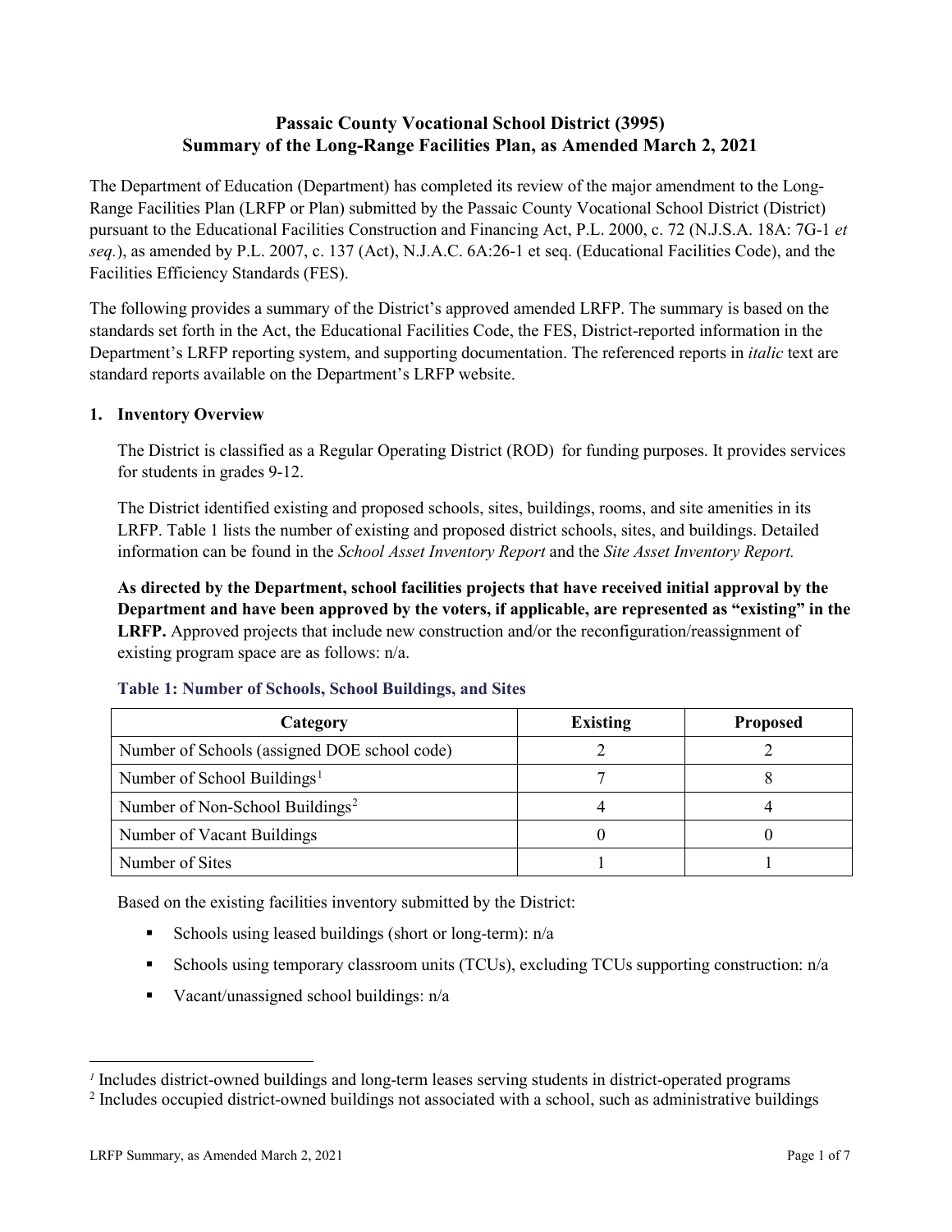# Passaic County Vocational School District (3995)
# Summary of the Long-Range Facilities Plan, as Amended March 2, 2021

The Department of Education (Department) has completed its review of the major amendment to the Long-Range Facilities Plan (LRFP or Plan) submitted by the Passaic County Vocational School District (District) pursuant to the Educational Facilities Construction and Financing Act, P.L. 2000, c. 72 (N.J.S.A. 18A: 7G-1 *et seq.*), as amended by P.L. 2007, c. 137 (Act), N.J.A.C. 6A:26-1 et seq. (Educational Facilities Code), and the Facilities Efficiency Standards (FES).

The following provides a summary of the District's approved amended LRFP. The summary is based on the standards set forth in the Act, the Educational Facilities Code, the FES, District-reported information in the Department's LRFP reporting system, and supporting documentation. The referenced reports in *italic* text are standard reports available on the Department's LRFP website.

## 1. Inventory Overview

The District is classified as a Regular Operating District (ROD) for funding purposes. It provides services for students in grades 9-12.

The District identified existing and proposed schools, sites, buildings, rooms, and site amenities in its LRFP. Table 1 lists the number of existing and proposed district schools, sites, and buildings. Detailed information can be found in the *School Asset Inventory Report* and the *Site Asset Inventory Report.*

**As directed by the Department, school facilities projects that have received initial approval by the Department and have been approved by the voters, if applicable, are represented as "existing" in the LRFP.** Approved projects that include new construction and/or the reconfiguration/reassignment of existing program space are as follows: n/a.

### Table 1: Number of Schools, School Buildings, and Sites

| Category | Existing | Proposed |
|---|---|---|
| Number of Schools (assigned DOE school code) | 2 | 2 |
| Number of School Buildings[1] | 7 | 8 |
| Number of Non-School Buildings[2] | 4 | 4 |
| Number of Vacant Buildings | 0 | 0 |
| Number of Sites | 1 | 1 |

Based on the existing facilities inventory submitted by the District:

- Schools using leased buildings (short or long-term): n/a
- Schools using temporary classroom units (TCUs), excluding TCUs supporting construction: n/a
- Vacant/unassigned school buildings: n/a

[1] Includes district-owned buildings and long-term leases serving students in district-operated programs

[2] Includes occupied district-owned buildings not associated with a school, such as administrative buildings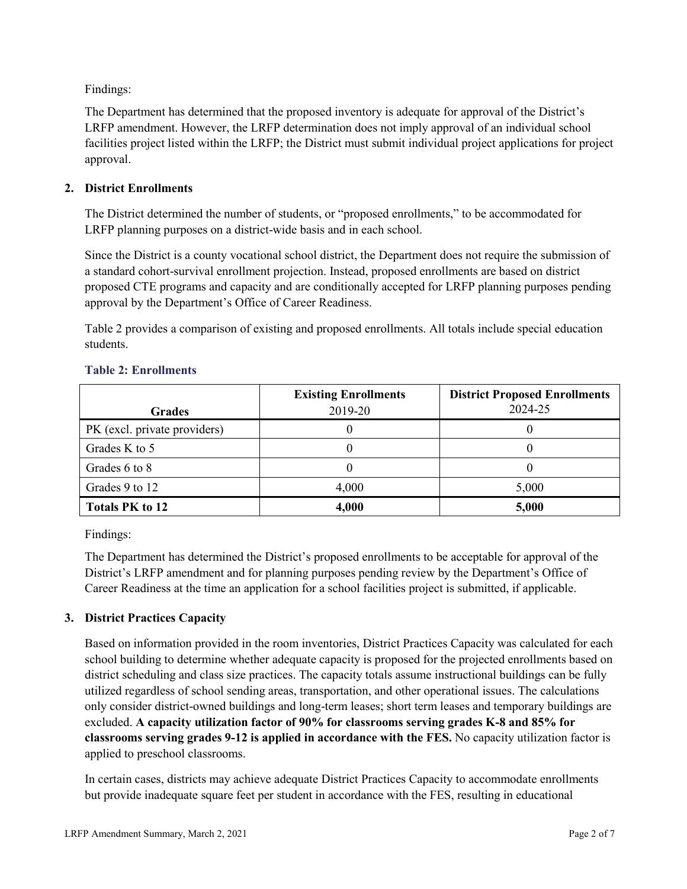Findings:

The Department has determined that the proposed inventory is adequate for approval of the District's LRFP amendment. However, the LRFP determination does not imply approval of an individual school facilities project listed within the LRFP; the District must submit individual project applications for project approval.

## 2. District Enrollments

The District determined the number of students, or "proposed enrollments," to be accommodated for LRFP planning purposes on a district-wide basis and in each school.

Since the District is a county vocational school district, the Department does not require the submission of a standard cohort-survival enrollment projection. Instead, proposed enrollments are based on district proposed CTE programs and capacity and are conditionally accepted for LRFP planning purposes pending approval by the Department's Office of Career Readiness.

Table 2 provides a comparison of existing and proposed enrollments. All totals include special education students.

### Table 2: Enrollments

| Grades | **Existing Enrollments** 2019-20 | **District Proposed Enrollments** 2024-25 |
|---|---|---|
| PK (excl. private providers) | 0 | 0 |
| Grades K to 5 | 0 | 0 |
| Grades 6 to 8 | 0 | 0 |
| Grades 9 to 12 | 4,000 | 5,000 |
| **Totals PK to 12** | **4,000** | **5,000** |

Findings:

The Department has determined the District's proposed enrollments to be acceptable for approval of the District's LRFP amendment and for planning purposes pending review by the Department's Office of Career Readiness at the time an application for a school facilities project is submitted, if applicable.

## 3. District Practices Capacity

Based on information provided in the room inventories, District Practices Capacity was calculated for each school building to determine whether adequate capacity is proposed for the projected enrollments based on district scheduling and class size practices. The capacity totals assume instructional buildings can be fully utilized regardless of school sending areas, transportation, and other operational issues. The calculations only consider district-owned buildings and long-term leases; short term leases and temporary buildings are excluded. **A capacity utilization factor of 90% for classrooms serving grades K-8 and 85% for classrooms serving grades 9-12 is applied in accordance with the FES.** No capacity utilization factor is applied to preschool classrooms.

In certain cases, districts may achieve adequate District Practices Capacity to accommodate enrollments but provide inadequate square feet per student in accordance with the FES, resulting in educational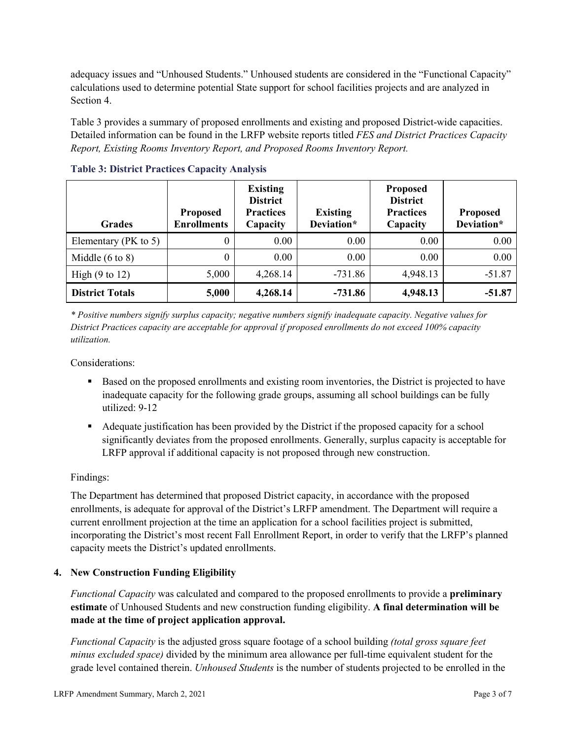adequacy issues and "Unhoused Students." Unhoused students are considered in the "Functional Capacity" calculations used to determine potential State support for school facilities projects and are analyzed in Section 4.

Table 3 provides a summary of proposed enrollments and existing and proposed District-wide capacities. Detailed information can be found in the LRFP website reports titled *FES and District Practices Capacity Report, Existing Rooms Inventory Report, and Proposed Rooms Inventory Report.*

**Table 3: District Practices Capacity Analysis**

| Grades | Proposed Enrollments | Existing District Practices Capacity | Existing Deviation* | Proposed District Practices Capacity | Proposed Deviation* |
|---|---|---|---|---|---|
| Elementary (PK to 5) | 0 | 0.00 | 0.00 | 0.00 | 0.00 |
| Middle (6 to 8) | 0 | 0.00 | 0.00 | 0.00 | 0.00 |
| High (9 to 12) | 5,000 | 4,268.14 | -731.86 | 4,948.13 | -51.87 |
| **District Totals** | **5,000** | **4,268.14** | **-731.86** | **4,948.13** | **-51.87** |

*\* Positive numbers signify surplus capacity; negative numbers signify inadequate capacity. Negative values for District Practices capacity are acceptable for approval if proposed enrollments do not exceed 100% capacity utilization.*

Considerations:

- Based on the proposed enrollments and existing room inventories, the District is projected to have inadequate capacity for the following grade groups, assuming all school buildings can be fully utilized: 9-12
- Adequate justification has been provided by the District if the proposed capacity for a school significantly deviates from the proposed enrollments. Generally, surplus capacity is acceptable for LRFP approval if additional capacity is not proposed through new construction.

Findings:

The Department has determined that proposed District capacity, in accordance with the proposed enrollments, is adequate for approval of the District's LRFP amendment. The Department will require a current enrollment projection at the time an application for a school facilities project is submitted, incorporating the District's most recent Fall Enrollment Report, in order to verify that the LRFP's planned capacity meets the District's updated enrollments.

## 4. New Construction Funding Eligibility

*Functional Capacity* was calculated and compared to the proposed enrollments to provide a **preliminary estimate** of Unhoused Students and new construction funding eligibility. **A final determination will be made at the time of project application approval.**

*Functional Capacity* is the adjusted gross square footage of a school building *(total gross square feet minus excluded space)* divided by the minimum area allowance per full-time equivalent student for the grade level contained therein. *Unhoused Students* is the number of students projected to be enrolled in the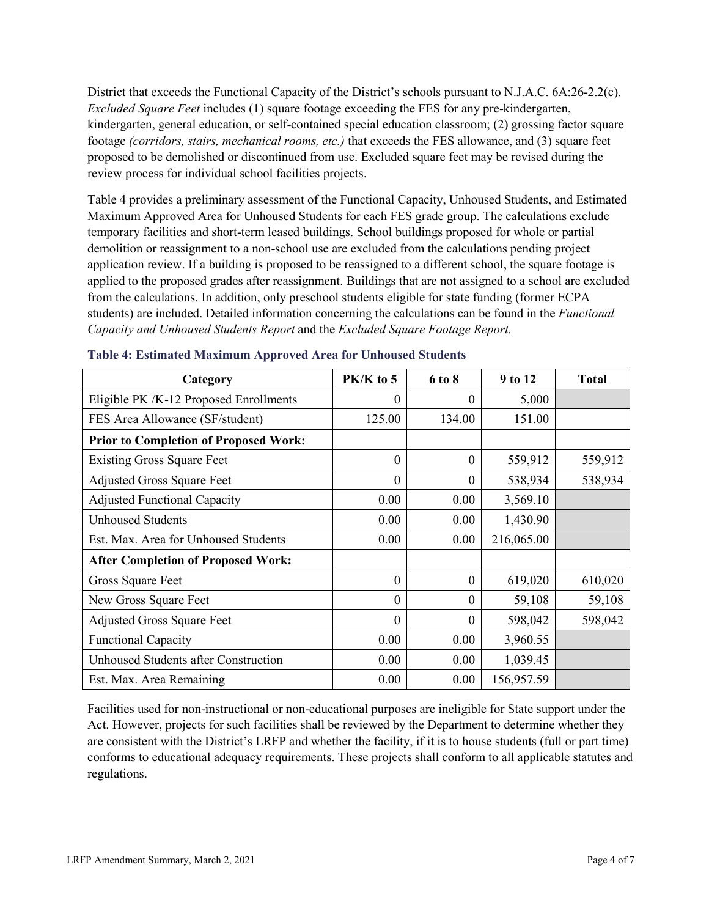District that exceeds the Functional Capacity of the District's schools pursuant to N.J.A.C. 6A:26-2.2(c). *Excluded Square Feet* includes (1) square footage exceeding the FES for any pre-kindergarten, kindergarten, general education, or self-contained special education classroom; (2) grossing factor square footage *(corridors, stairs, mechanical rooms, etc.)* that exceeds the FES allowance, and (3) square feet proposed to be demolished or discontinued from use. Excluded square feet may be revised during the review process for individual school facilities projects.

Table 4 provides a preliminary assessment of the Functional Capacity, Unhoused Students, and Estimated Maximum Approved Area for Unhoused Students for each FES grade group. The calculations exclude temporary facilities and short-term leased buildings. School buildings proposed for whole or partial demolition or reassignment to a non-school use are excluded from the calculations pending project application review. If a building is proposed to be reassigned to a different school, the square footage is applied to the proposed grades after reassignment. Buildings that are not assigned to a school are excluded from the calculations. In addition, only preschool students eligible for state funding (former ECPA students) are included. Detailed information concerning the calculations can be found in the *Functional Capacity and Unhoused Students Report* and the *Excluded Square Footage Report.*

**Table 4: Estimated Maximum Approved Area for Unhoused Students**

| Category | PK/K to 5 | 6 to 8 | 9 to 12 | Total |
|---|---|---|---|---|
| Eligible PK /K-12 Proposed Enrollments | 0 | 0 | 5,000 | |
| FES Area Allowance (SF/student) | 125.00 | 134.00 | 151.00 | |
| **Prior to Completion of Proposed Work:** | | | | |
| Existing Gross Square Feet | 0 | 0 | 559,912 | 559,912 |
| Adjusted Gross Square Feet | 0 | 0 | 538,934 | 538,934 |
| Adjusted Functional Capacity | 0.00 | 0.00 | 3,569.10 | |
| Unhoused Students | 0.00 | 0.00 | 1,430.90 | |
| Est. Max. Area for Unhoused Students | 0.00 | 0.00 | 216,065.00 | |
| **After Completion of Proposed Work:** | | | | |
| Gross Square Feet | 0 | 0 | 619,020 | 610,020 |
| New Gross Square Feet | 0 | 0 | 59,108 | 59,108 |
| Adjusted Gross Square Feet | 0 | 0 | 598,042 | 598,042 |
| Functional Capacity | 0.00 | 0.00 | 3,960.55 | |
| Unhoused Students after Construction | 0.00 | 0.00 | 1,039.45 | |
| Est. Max. Area Remaining | 0.00 | 0.00 | 156,957.59 | |

Facilities used for non-instructional or non-educational purposes are ineligible for State support under the Act. However, projects for such facilities shall be reviewed by the Department to determine whether they are consistent with the District's LRFP and whether the facility, if it is to house students (full or part time) conforms to educational adequacy requirements. These projects shall conform to all applicable statutes and regulations.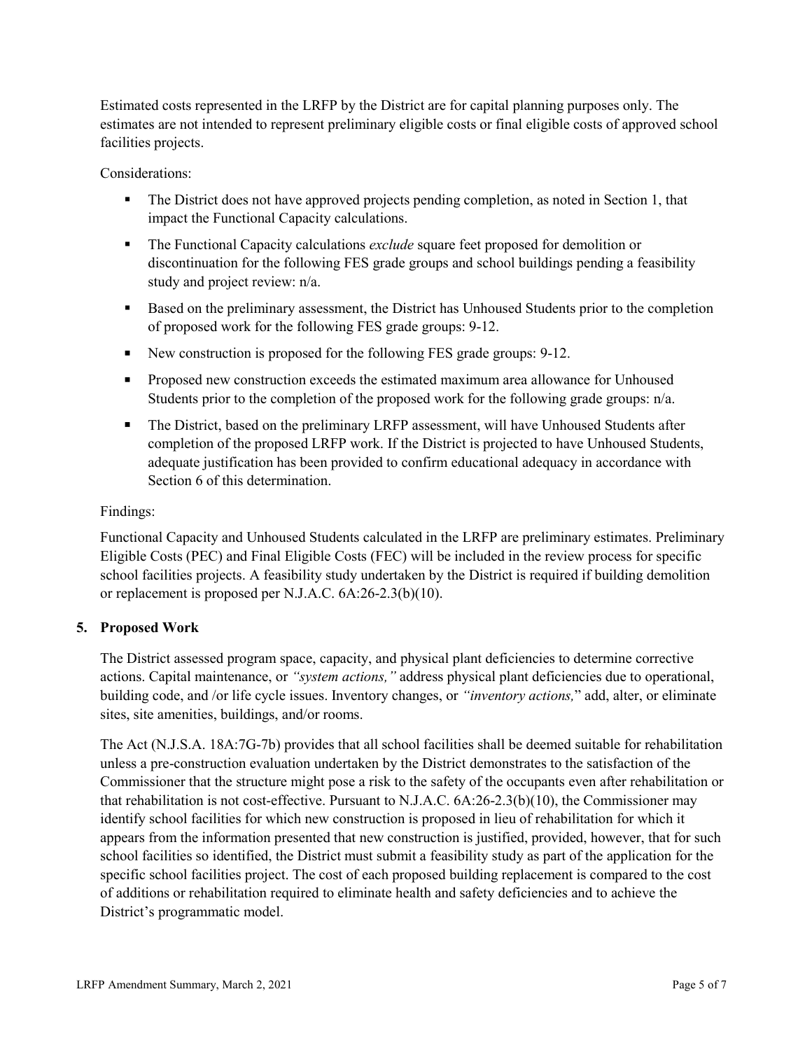Estimated costs represented in the LRFP by the District are for capital planning purposes only. The estimates are not intended to represent preliminary eligible costs or final eligible costs of approved school facilities projects.

Considerations:

- The District does not have approved projects pending completion, as noted in Section 1, that impact the Functional Capacity calculations.
- The Functional Capacity calculations *exclude* square feet proposed for demolition or discontinuation for the following FES grade groups and school buildings pending a feasibility study and project review: n/a.
- Based on the preliminary assessment, the District has Unhoused Students prior to the completion of proposed work for the following FES grade groups: 9-12.
- New construction is proposed for the following FES grade groups: 9-12.
- Proposed new construction exceeds the estimated maximum area allowance for Unhoused Students prior to the completion of the proposed work for the following grade groups: n/a.
- The District, based on the preliminary LRFP assessment, will have Unhoused Students after completion of the proposed LRFP work. If the District is projected to have Unhoused Students, adequate justification has been provided to confirm educational adequacy in accordance with Section 6 of this determination.

Findings:

Functional Capacity and Unhoused Students calculated in the LRFP are preliminary estimates. Preliminary Eligible Costs (PEC) and Final Eligible Costs (FEC) will be included in the review process for specific school facilities projects. A feasibility study undertaken by the District is required if building demolition or replacement is proposed per N.J.A.C. 6A:26-2.3(b)(10).

## 5. Proposed Work

The District assessed program space, capacity, and physical plant deficiencies to determine corrective actions. Capital maintenance, or *"system actions,"* address physical plant deficiencies due to operational, building code, and /or life cycle issues. Inventory changes, or *"inventory actions,"* add, alter, or eliminate sites, site amenities, buildings, and/or rooms.

The Act (N.J.S.A. 18A:7G-7b) provides that all school facilities shall be deemed suitable for rehabilitation unless a pre-construction evaluation undertaken by the District demonstrates to the satisfaction of the Commissioner that the structure might pose a risk to the safety of the occupants even after rehabilitation or that rehabilitation is not cost-effective. Pursuant to N.J.A.C. 6A:26-2.3(b)(10), the Commissioner may identify school facilities for which new construction is proposed in lieu of rehabilitation for which it appears from the information presented that new construction is justified, provided, however, that for such school facilities so identified, the District must submit a feasibility study as part of the application for the specific school facilities project. The cost of each proposed building replacement is compared to the cost of additions or rehabilitation required to eliminate health and safety deficiencies and to achieve the District's programmatic model.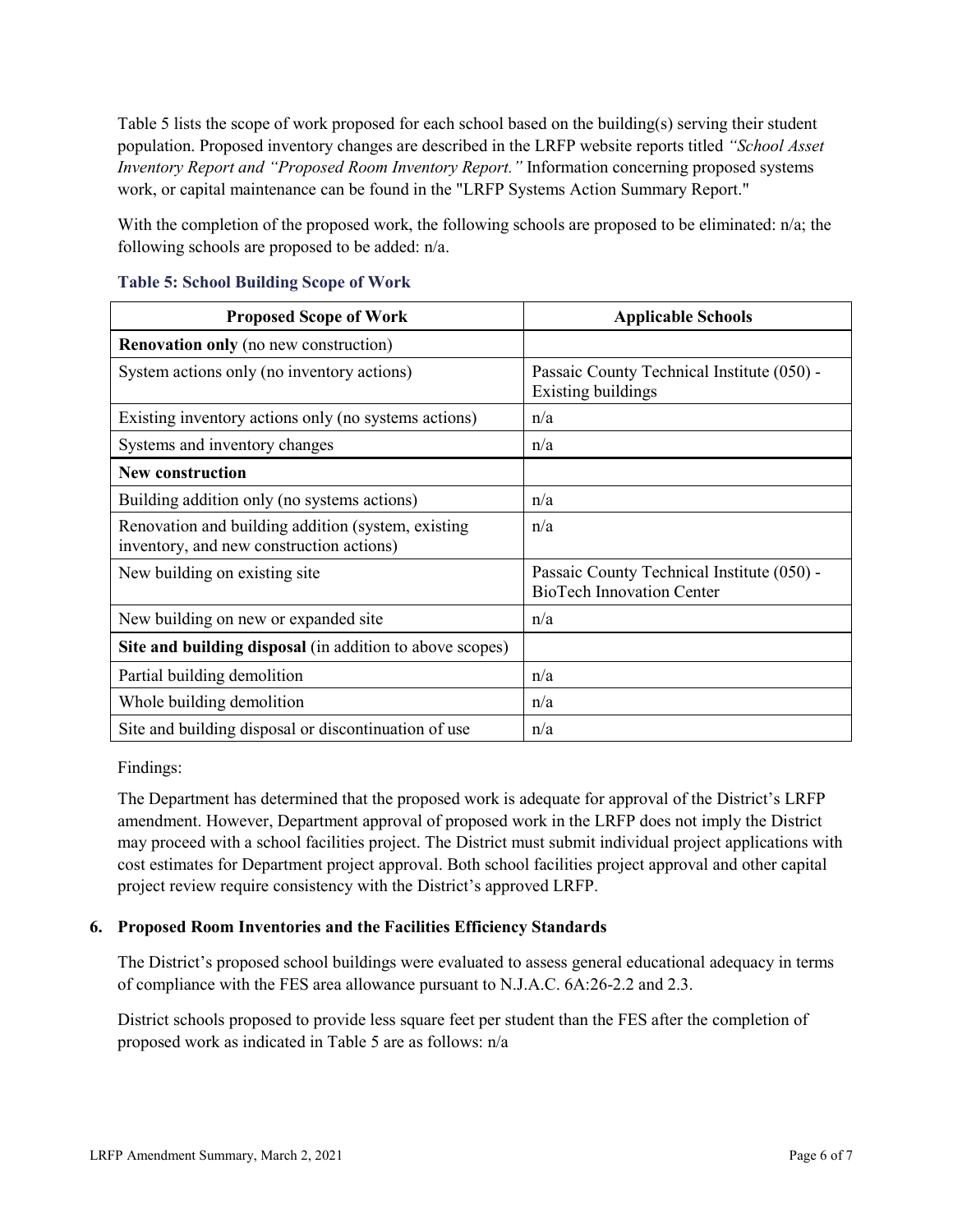Table 5 lists the scope of work proposed for each school based on the building(s) serving their student population. Proposed inventory changes are described in the LRFP website reports titled *"School Asset Inventory Report and "Proposed Room Inventory Report."* Information concerning proposed systems work, or capital maintenance can be found in the "LRFP Systems Action Summary Report."

With the completion of the proposed work, the following schools are proposed to be eliminated: n/a; the following schools are proposed to be added: n/a.

**Table 5: School Building Scope of Work**

| Proposed Scope of Work | Applicable Schools |
|---|---|
| **Renovation only** (no new construction) | |
| System actions only (no inventory actions) | Passaic County Technical Institute (050) - Existing buildings |
| Existing inventory actions only (no systems actions) | n/a |
| Systems and inventory changes | n/a |
| **New construction** | |
| Building addition only (no systems actions) | n/a |
| Renovation and building addition (system, existing inventory, and new construction actions) | n/a |
| New building on existing site | Passaic County Technical Institute (050) - BioTech Innovation Center |
| New building on new or expanded site | n/a |
| **Site and building disposal** (in addition to above scopes) | |
| Partial building demolition | n/a |
| Whole building demolition | n/a |
| Site and building disposal or discontinuation of use | n/a |

Findings:

The Department has determined that the proposed work is adequate for approval of the District's LRFP amendment. However, Department approval of proposed work in the LRFP does not imply the District may proceed with a school facilities project. The District must submit individual project applications with cost estimates for Department project approval. Both school facilities project approval and other capital project review require consistency with the District's approved LRFP.

### 6. Proposed Room Inventories and the Facilities Efficiency Standards

The District's proposed school buildings were evaluated to assess general educational adequacy in terms of compliance with the FES area allowance pursuant to N.J.A.C. 6A:26-2.2 and 2.3.

District schools proposed to provide less square feet per student than the FES after the completion of proposed work as indicated in Table 5 are as follows: n/a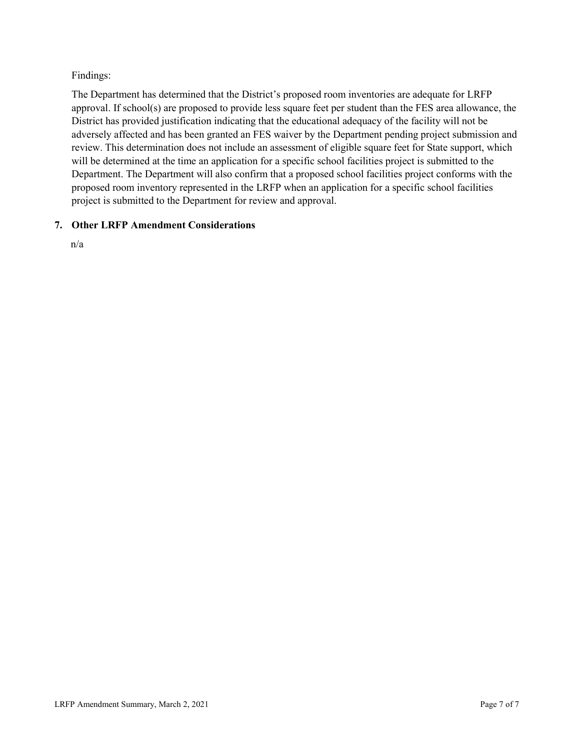Findings:

The Department has determined that the District's proposed room inventories are adequate for LRFP approval. If school(s) are proposed to provide less square feet per student than the FES area allowance, the District has provided justification indicating that the educational adequacy of the facility will not be adversely affected and has been granted an FES waiver by the Department pending project submission and review. This determination does not include an assessment of eligible square feet for State support, which will be determined at the time an application for a specific school facilities project is submitted to the Department. The Department will also confirm that a proposed school facilities project conforms with the proposed room inventory represented in the LRFP when an application for a specific school facilities project is submitted to the Department for review and approval.

## 7. Other LRFP Amendment Considerations

n/a